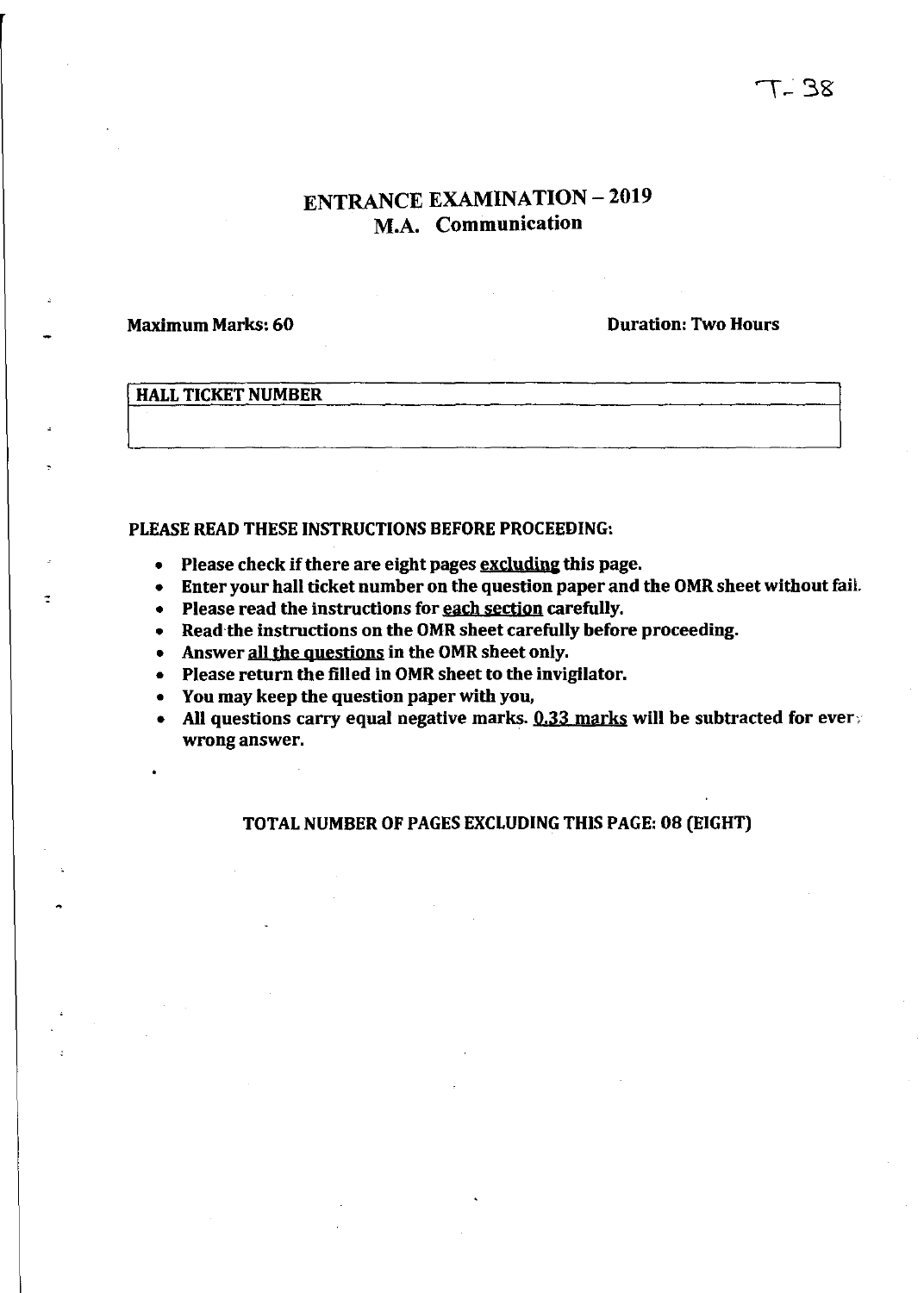T- 38

# ENTRANCE EXAMINATION – 2019
## M.A. Communication

**Maximum Marks: 60** **Duration: Two Hours**

| HALL TICKET NUMBER |
|---|
| |

**PLEASE READ THESE INSTRUCTIONS BEFORE PROCEEDING:**

- **Please check if there are eight pages excluding this page.**
- **Enter your hall ticket number on the question paper and the OMR sheet without fail.**
- **Please read the instructions for each section carefully.**
- **Read the instructions on the OMR sheet carefully before proceeding.**
- **Answer all the questions in the OMR sheet only.**
- **Please return the filled in OMR sheet to the invigilator.**
- **You may keep the question paper with you,**
- **All questions carry equal negative marks. 0.33 marks will be subtracted for every wrong answer.**

**TOTAL NUMBER OF PAGES EXCLUDING THIS PAGE: 08 (EIGHT)**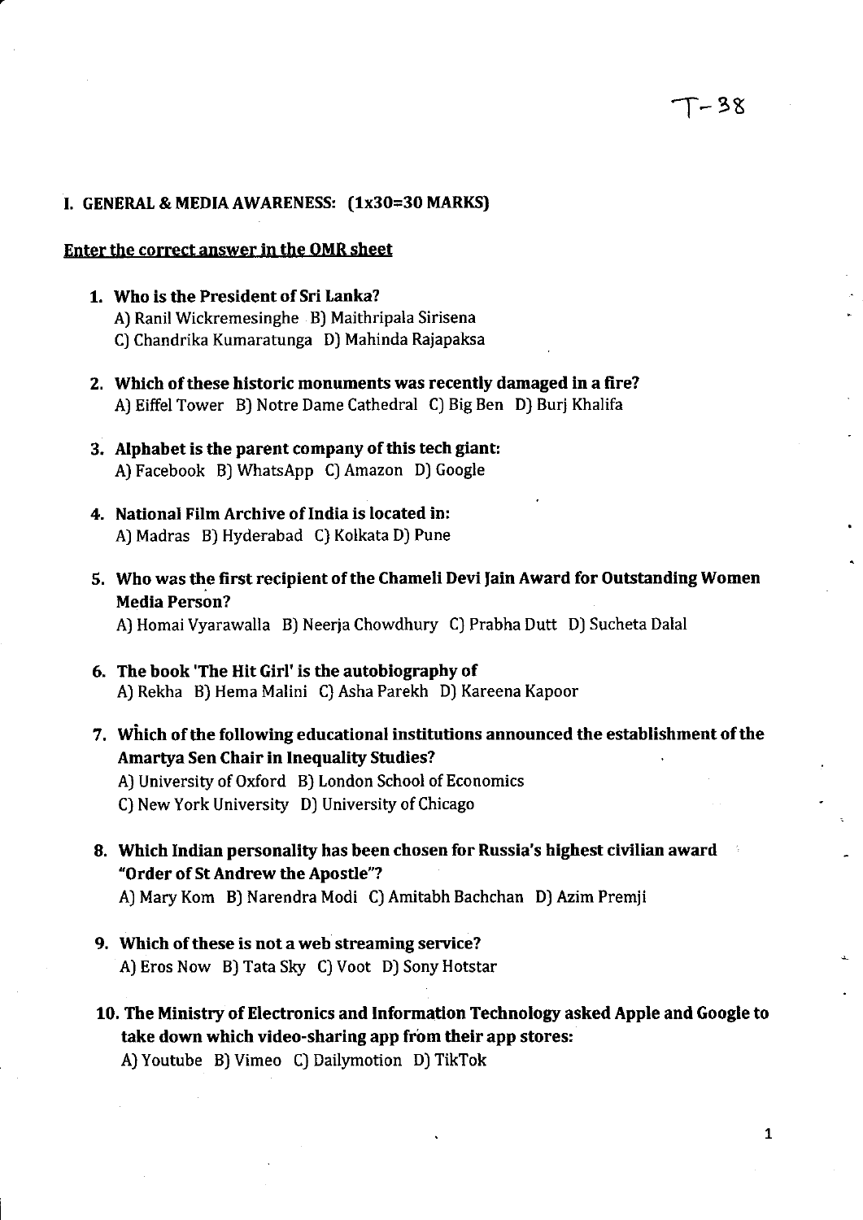T-38

## I. GENERAL & MEDIA AWARENESS: (1x30=30 MARKS)

**Enter the correct answer in the OMR sheet**

1. **Who is the President of Sri Lanka?**
   A) Ranil Wickremesinghe B) Maithripala Sirisena
   C) Chandrika Kumaratunga D) Mahinda Rajapaksa

2. **Which of these historic monuments was recently damaged in a fire?**
   A) Eiffel Tower B) Notre Dame Cathedral C) Big Ben D) Burj Khalifa

3. **Alphabet is the parent company of this tech giant:**
   A) Facebook B) WhatsApp C) Amazon D) Google

4. **National Film Archive of India is located in:**
   A) Madras B) Hyderabad C) Kolkata D) Pune

5. **Who was the first recipient of the Chameli Devi Jain Award for Outstanding Women Media Person?**
   A) Homai Vyarawalla B) Neerja Chowdhury C) Prabha Dutt D) Sucheta Dalal

6. **The book 'The Hit Girl' is the autobiography of**
   A) Rekha B) Hema Malini C) Asha Parekh D) Kareena Kapoor

7. **Which of the following educational institutions announced the establishment of the Amartya Sen Chair in Inequality Studies?**
   A) University of Oxford B) London School of Economics
   C) New York University D) University of Chicago

8. **Which Indian personality has been chosen for Russia's highest civilian award "Order of St Andrew the Apostle"?**
   A) Mary Kom B) Narendra Modi C) Amitabh Bachchan D) Azim Premji

9. **Which of these is not a web streaming service?**
   A) Eros Now B) Tata Sky C) Voot D) Sony Hotstar

10. **The Ministry of Electronics and Information Technology asked Apple and Google to take down which video-sharing app from their app stores:**
    A) Youtube B) Vimeo C) Dailymotion D) TikTok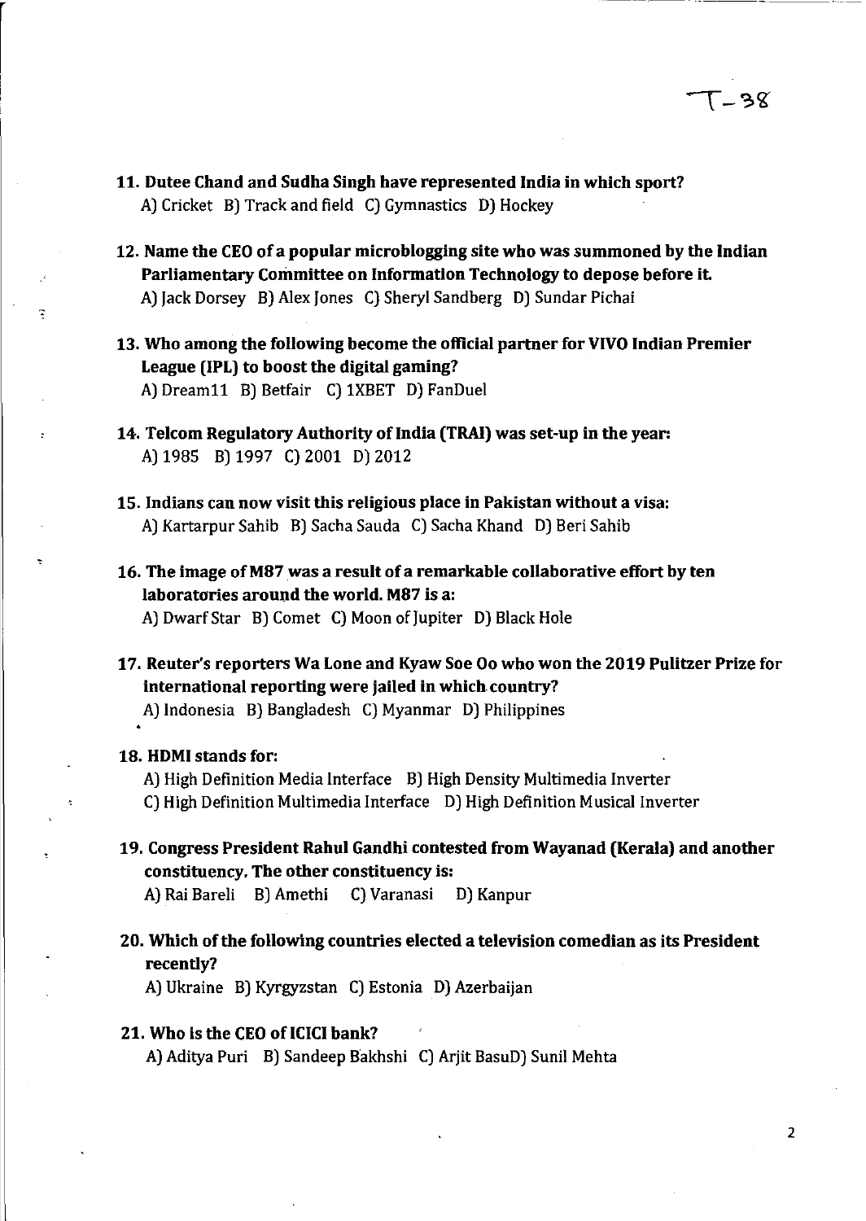T-38

**11. Dutee Chand and Sudha Singh have represented India in which sport?**
A) Cricket B) Track and field C) Gymnastics D) Hockey

**12. Name the CEO of a popular microblogging site who was summoned by the Indian Parliamentary Committee on Information Technology to depose before it.**
A) Jack Dorsey B) Alex Jones C) Sheryl Sandberg D) Sundar Pichai

**13. Who among the following become the official partner for VIVO Indian Premier League (IPL) to boost the digital gaming?**
A) Dream11 B) Betfair C) 1XBET D) FanDuel

**14. Telcom Regulatory Authority of India (TRAI) was set-up in the year:**
A) 1985 B) 1997 C) 2001 D) 2012

**15. Indians can now visit this religious place in Pakistan without a visa:**
A) Kartarpur Sahib B) Sacha Sauda C) Sacha Khand D) Beri Sahib

**16. The image of M87 was a result of a remarkable collaborative effort by ten laboratories around the world. M87 is a:**
A) Dwarf Star B) Comet C) Moon of Jupiter D) Black Hole

**17. Reuter's reporters Wa Lone and Kyaw Soe Oo who won the 2019 Pulitzer Prize for international reporting were jailed in which country?**
A) Indonesia B) Bangladesh C) Myanmar D) Philippines

**18. HDMI stands for:**
A) High Definition Media Interface B) High Density Multimedia Inverter
C) High Definition Multimedia Interface D) High Definition Musical Inverter

**19. Congress President Rahul Gandhi contested from Wayanad (Kerala) and another constituency. The other constituency is:**
A) Rai Bareli B) Amethi C) Varanasi D) Kanpur

**20. Which of the following countries elected a television comedian as its President recently?**
A) Ukraine B) Kyrgyzstan C) Estonia D) Azerbaijan

**21. Who is the CEO of ICICI bank?**
A) Aditya Puri B) Sandeep Bakhshi C) Arjit BasuD) Sunil Mehta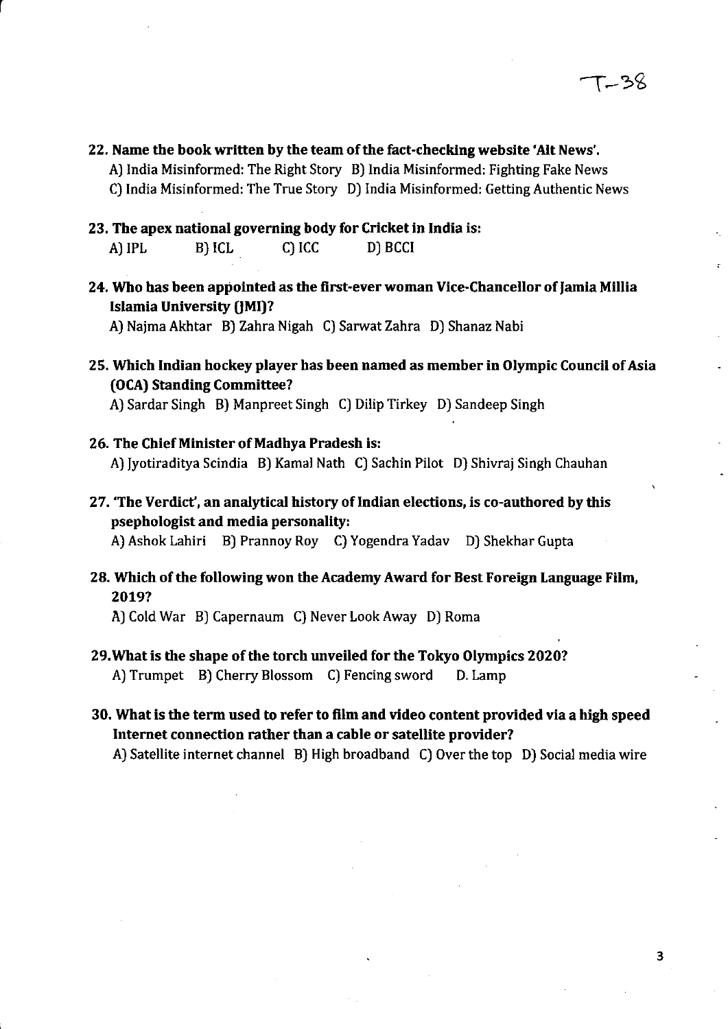**22. Name the book written by the team of the fact-checking website 'Alt News'.**

A) India Misinformed: The Right Story B) India Misinformed: Fighting Fake News
C) India Misinformed: The True Story D) India Misinformed: Getting Authentic News

**23. The apex national governing body for Cricket in India is:**

A) IPL B) ICL C) ICC D) BCCI

**24. Who has been appointed as the first-ever woman Vice-Chancellor of Jamia Millia Islamia University (JMI)?**

A) Najma Akhtar B) Zahra Nigah C) Sarwat Zahra D) Shanaz Nabi

**25. Which Indian hockey player has been named as member in Olympic Council of Asia (OCA) Standing Committee?**

A) Sardar Singh B) Manpreet Singh C) Dilip Tirkey D) Sandeep Singh

**26. The Chief Minister of Madhya Pradesh is:**

A) Jyotiraditya Scindia B) Kamal Nath C) Sachin Pilot D) Shivraj Singh Chauhan

**27. 'The Verdict', an analytical history of Indian elections, is co-authored by this psephologist and media personality:**

A) Ashok Lahiri B) Prannoy Roy C) Yogendra Yadav D) Shekhar Gupta

**28. Which of the following won the Academy Award for Best Foreign Language Film, 2019?**

A) Cold War B) Capernaum C) Never Look Away D) Roma

**29. What is the shape of the torch unveiled for the Tokyo Olympics 2020?**

A) Trumpet B) Cherry Blossom C) Fencing sword D. Lamp

**30. What is the term used to refer to film and video content provided via a high speed Internet connection rather than a cable or satellite provider?**

A) Satellite internet channel B) High broadband C) Over the top D) Social media wire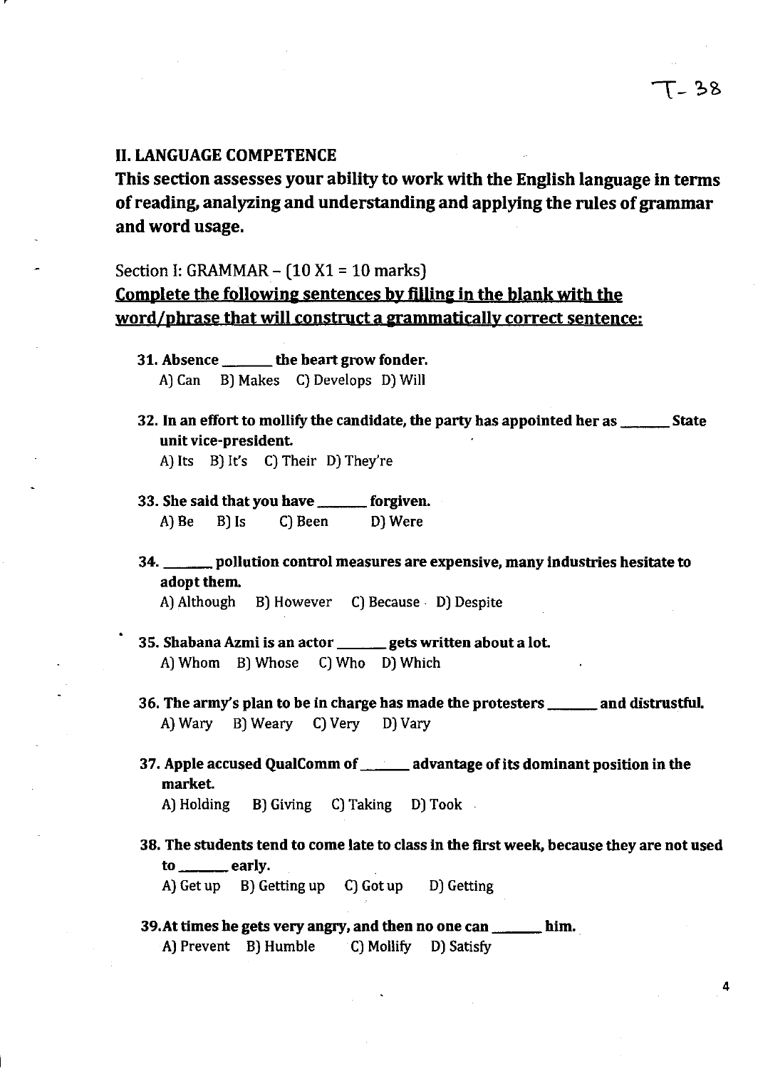T- 38

## II. LANGUAGE COMPETENCE

**This section assesses your ability to work with the English language in terms of reading, analyzing and understanding and applying the rules of grammar and word usage.**

Section I: GRAMMAR – (10 X1 = 10 marks)

**Complete the following sentences by filling in the blank with the word/phrase that will construct a grammatically correct sentence:**

**31. Absence _______ the heart grow fonder.**
A) Can B) Makes C) Develops D) Will

**32. In an effort to mollify the candidate, the party has appointed her as _______ State unit vice-president.**
A) Its B) It's C) Their D) They're

**33. She said that you have _______ forgiven.**
A) Be B) Is C) Been D) Were

**34. _______ pollution control measures are expensive, many industries hesitate to adopt them.**
A) Although B) However C) Because D) Despite

**35. Shabana Azmi is an actor _______ gets written about a lot.**
A) Whom B) Whose C) Who D) Which

**36. The army's plan to be in charge has made the protesters _______ and distrustful.**
A) Wary B) Weary C) Very D) Vary

**37. Apple accused QualComm of _______ advantage of its dominant position in the market.**
A) Holding B) Giving C) Taking D) Took

**38. The students tend to come late to class in the first week, because they are not used to _______ early.**
A) Get up B) Getting up C) Got up D) Getting

**39. At times he gets very angry, and then no one can _______ him.**
A) Prevent B) Humble C) Mollify D) Satisfy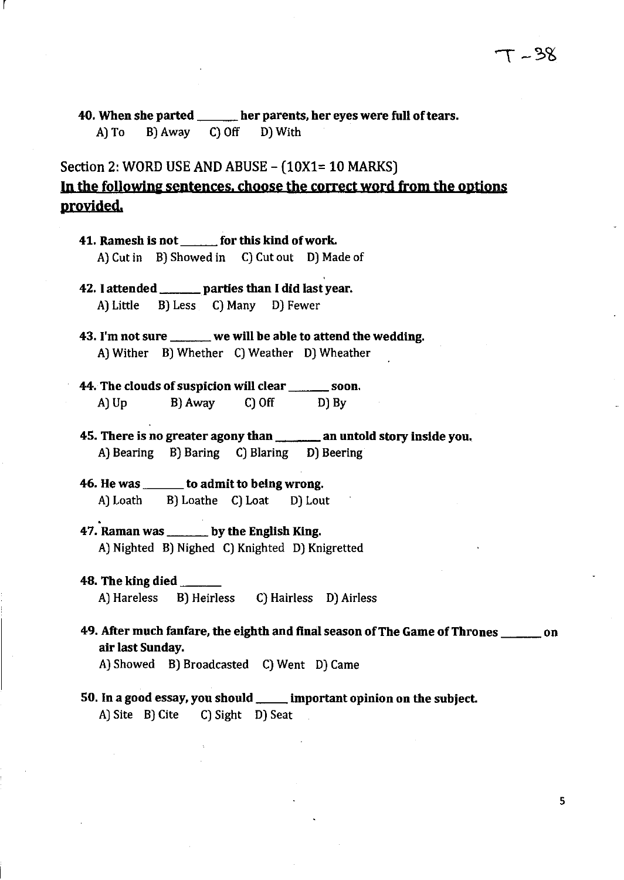**40. When she parted _______ her parents, her eyes were full of tears.**

A) To B) Away C) Off D) With

## Section 2: WORD USE AND ABUSE – (10X1= 10 MARKS)

**In the following sentences, choose the correct word from the options provided.**

**41. Ramesh is not ______ for this kind of work.**

A) Cut in B) Showed in C) Cut out D) Made of

**42. I attended _______ parties than I did last year.**

A) Little B) Less C) Many D) Fewer

**43. I'm not sure _______ we will be able to attend the wedding.**

A) Wither B) Whether C) Weather D) Wheather

**44. The clouds of suspicion will clear _______ soon.**

A) Up B) Away C) Off D) By

**45. There is no greater agony than _______ an untold story inside you.**

A) Bearing B) Baring C) Blaring D) Beering

**46. He was _______ to admit to being wrong.**

A) Loath B) Loathe C) Loat D) Lout

**47. Raman was _______ by the English King.**

A) Nighted B) Nighed C) Knighted D) Knigretted

**48. The king died _______**

A) Hareless B) Heirless C) Hairless D) Airless

**49. After much fanfare, the eighth and final season of The Game of Thrones _______ on air last Sunday.**

A) Showed B) Broadcasted C) Went D) Came

**50. In a good essay, you should _____ important opinion on the subject.**

A) Site B) Cite C) Sight D) Seat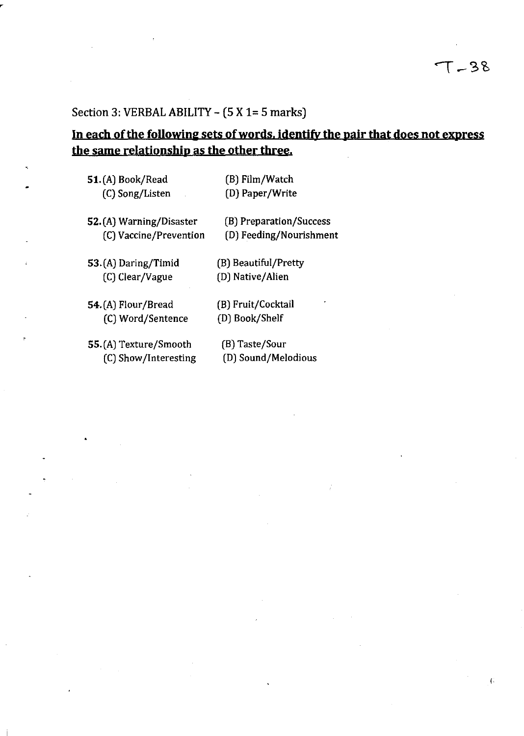## Section 3: VERBAL ABILITY – (5 X 1= 5 marks)

**<u>In each of the following sets of words, identify the pair that does not express the same relationship as the other three.</u>**

**51.** (A) Book/Read (B) Film/Watch
(C) Song/Listen (D) Paper/Write

**52.** (A) Warning/Disaster (B) Preparation/Success
(C) Vaccine/Prevention (D) Feeding/Nourishment

**53.** (A) Daring/Timid (B) Beautiful/Pretty
(C) Clear/Vague (D) Native/Alien

**54.** (A) Flour/Bread (B) Fruit/Cocktail
(C) Word/Sentence (D) Book/Shelf

**55.** (A) Texture/Smooth (B) Taste/Sour
(C) Show/Interesting (D) Sound/Melodious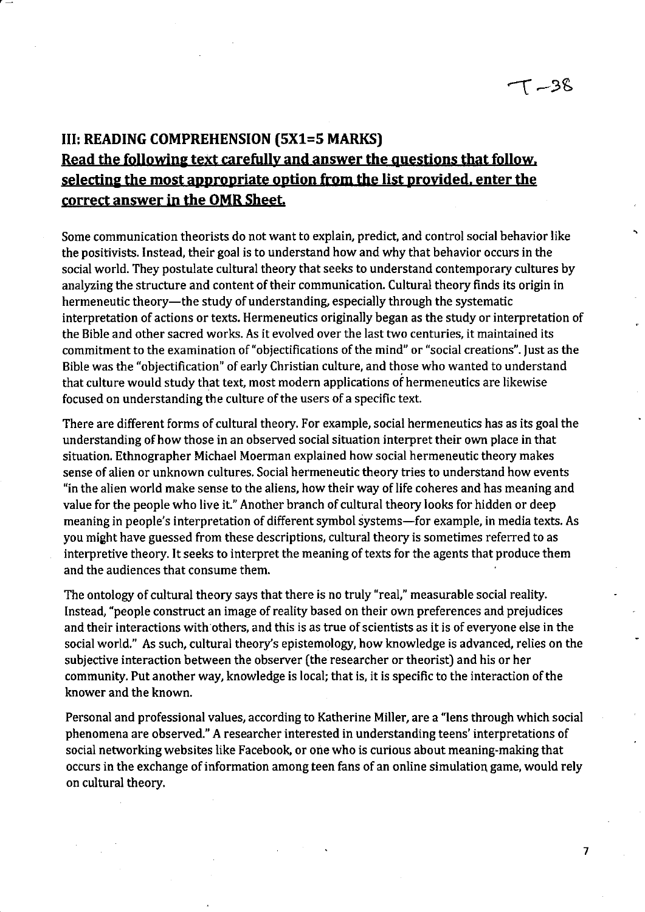## III: READING COMPREHENSION (5X1=5 MARKS)

**Read the following text carefully and answer the questions that follow, selecting the most appropriate option from the list provided, enter the correct answer in the OMR Sheet.**

Some communication theorists do not want to explain, predict, and control social behavior like the positivists. Instead, their goal is to understand how and why that behavior occurs in the social world. They postulate cultural theory that seeks to understand contemporary cultures by analyzing the structure and content of their communication. Cultural theory finds its origin in hermeneutic theory—the study of understanding, especially through the systematic interpretation of actions or texts. Hermeneutics originally began as the study or interpretation of the Bible and other sacred works. As it evolved over the last two centuries, it maintained its commitment to the examination of "objectifications of the mind" or "social creations". Just as the Bible was the "objectification" of early Christian culture, and those who wanted to understand that culture would study that text, most modern applications of hermeneutics are likewise focused on understanding the culture of the users of a specific text.

There are different forms of cultural theory. For example, social hermeneutics has as its goal the understanding of how those in an observed social situation interpret their own place in that situation. Ethnographer Michael Moerman explained how social hermeneutic theory makes sense of alien or unknown cultures. Social hermeneutic theory tries to understand how events "in the alien world make sense to the aliens, how their way of life coheres and has meaning and value for the people who live it." Another branch of cultural theory looks for hidden or deep meaning in people's interpretation of different symbol systems—for example, in media texts. As you might have guessed from these descriptions, cultural theory is sometimes referred to as interpretive theory. It seeks to interpret the meaning of texts for the agents that produce them and the audiences that consume them.

The ontology of cultural theory says that there is no truly "real," measurable social reality. Instead, "people construct an image of reality based on their own preferences and prejudices and their interactions with others, and this is as true of scientists as it is of everyone else in the social world." As such, cultural theory's epistemology, how knowledge is advanced, relies on the subjective interaction between the observer (the researcher or theorist) and his or her community. Put another way, knowledge is local; that is, it is specific to the interaction of the knower and the known.

Personal and professional values, according to Katherine Miller, are a "lens through which social phenomena are observed." A researcher interested in understanding teens' interpretations of social networking websites like Facebook, or one who is curious about meaning-making that occurs in the exchange of information among teen fans of an online simulation game, would rely on cultural theory.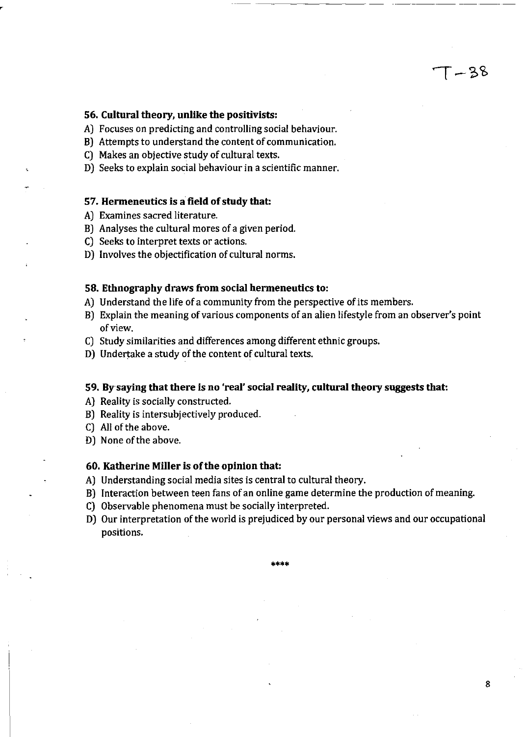**56. Cultural theory, unlike the positivists:**

A) Focuses on predicting and controlling social behaviour.
B) Attempts to understand the content of communication.
C) Makes an objective study of cultural texts.
D) Seeks to explain social behaviour in a scientific manner.

**57. Hermeneutics is a field of study that:**

A) Examines sacred literature.
B) Analyses the cultural mores of a given period.
C) Seeks to interpret texts or actions.
D) Involves the objectification of cultural norms.

**58. Ethnography draws from social hermeneutics to:**

A) Understand the life of a community from the perspective of its members.
B) Explain the meaning of various components of an alien lifestyle from an observer's point of view.
C) Study similarities and differences among different ethnic groups.
D) Undertake a study of the content of cultural texts.

**59. By saying that there is no 'real' social reality, cultural theory suggests that:**

A) Reality is socially constructed.
B) Reality is intersubjectively produced.
C) All of the above.
D) None of the above.

**60. Katherine Miller is of the opinion that:**

A) Understanding social media sites is central to cultural theory.
B) Interaction between teen fans of an online game determine the production of meaning.
C) Observable phenomena must be socially interpreted.
D) Our interpretation of the world is prejudiced by our personal views and our occupational positions.

****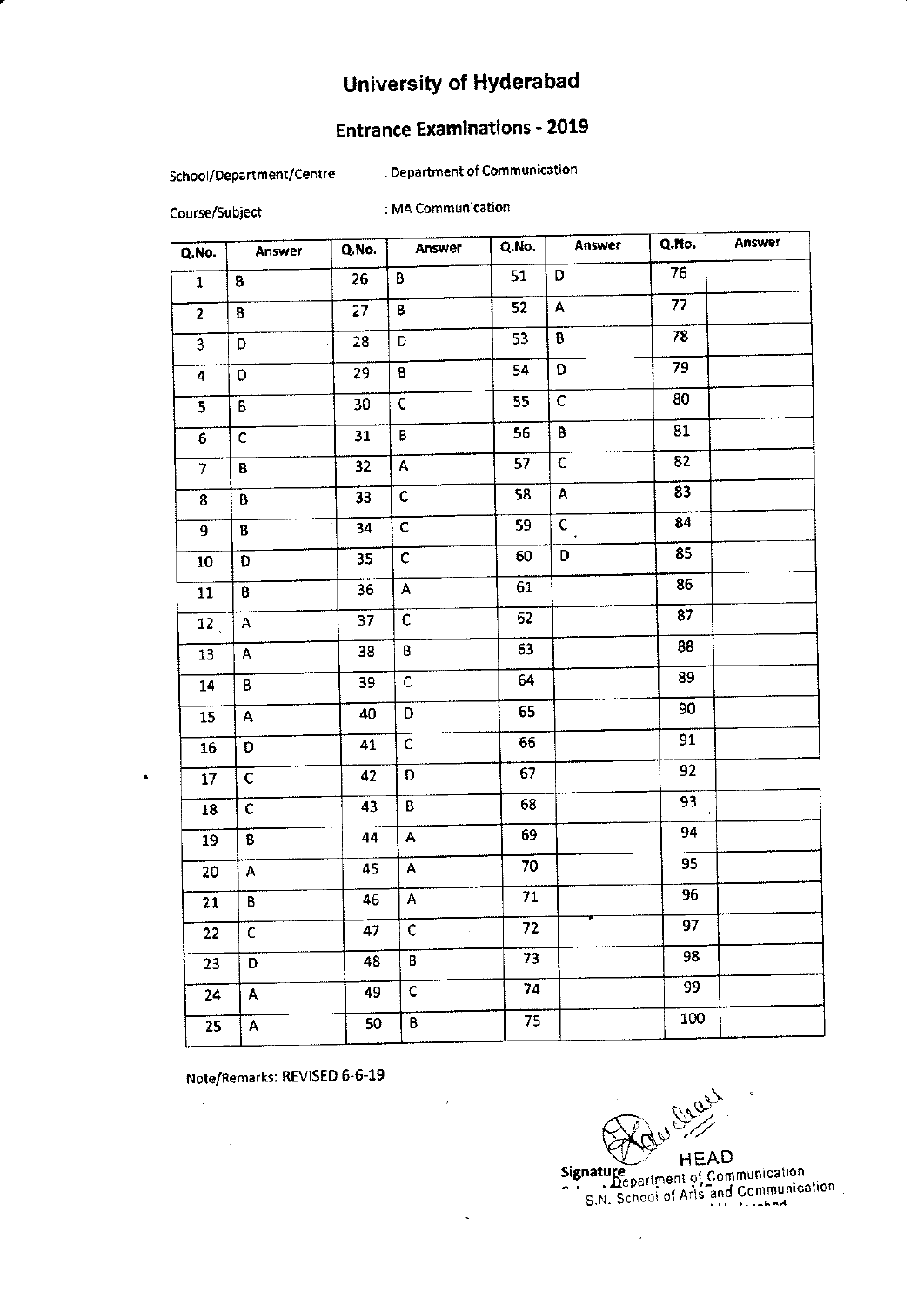# University of Hyderabad

## Entrance Examinations - 2019

School/Department/Centre : Department of Communication

Course/Subject : MA Communication

| Q.No. | Answer | Q.No. | Answer | Q.No. | Answer | Q.No. | Answer |
|---|---|---|---|---|---|---|---|
| 1 | B | 26 | B | 51 | D | 76 | |
| 2 | B | 27 | B | 52 | A | 77 | |
| 3 | D | 28 | D | 53 | B | 78 | |
| 4 | D | 29 | B | 54 | D | 79 | |
| 5 | B | 30 | C | 55 | C | 80 | |
| 6 | C | 31 | B | 56 | B | 81 | |
| 7 | B | 32 | A | 57 | C | 82 | |
| 8 | B | 33 | C | 58 | A | 83 | |
| 9 | B | 34 | C | 59 | C | 84 | |
| 10 | D | 35 | C | 60 | D | 85 | |
| 11 | B | 36 | A | 61 | | 86 | |
| 12 | A | 37 | C | 62 | | 87 | |
| 13 | A | 38 | B | 63 | | 88 | |
| 14 | B | 39 | C | 64 | | 89 | |
| 15 | A | 40 | D | 65 | | 90 | |
| 16 | D | 41 | C | 66 | | 91 | |
| 17 | C | 42 | D | 67 | | 92 | |
| 18 | C | 43 | B | 68 | | 93 | |
| 19 | B | 44 | A | 69 | | 94 | |
| 20 | A | 45 | A | 70 | | 95 | |
| 21 | B | 46 | A | 71 | | 96 | |
| 22 | C | 47 | C | 72 | | 97 | |
| 23 | D | 48 | B | 73 | | 98 | |
| 24 | A | 49 | C | 74 | | 99 | |
| 25 | A | 50 | B | 75 | | 100 | |

Note/Remarks: REVISED 6-6-19

Signature

HEAD
Department of Communication
S.N. School of Arts and Communication